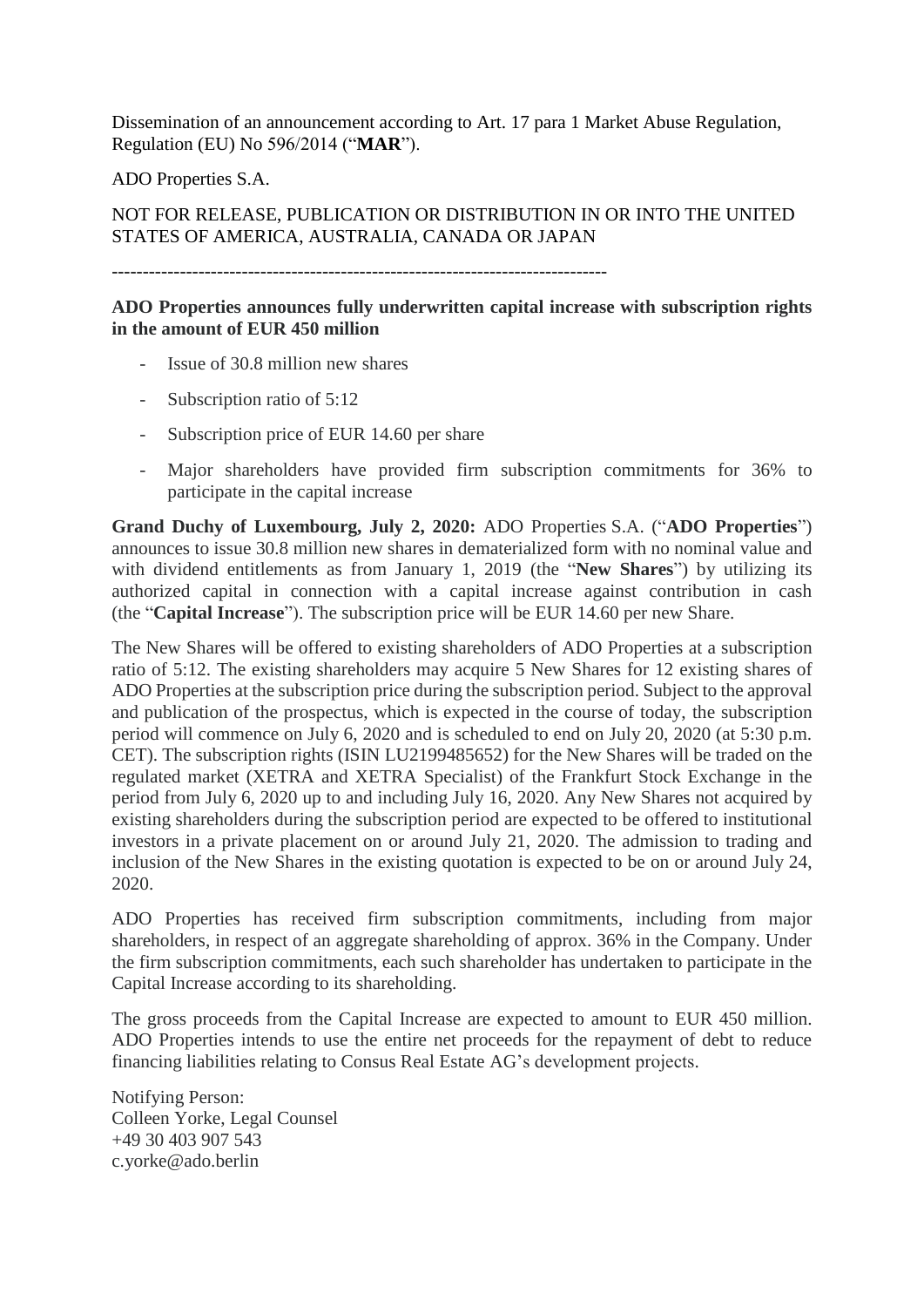Dissemination of an announcement according to Art. 17 para 1 Market Abuse Regulation, Regulation (EU) No 596/2014 ("**MAR**").

ADO Properties S.A.

NOT FOR RELEASE, PUBLICATION OR DISTRIBUTION IN OR INTO THE UNITED STATES OF AMERICA, AUSTRALIA, CANADA OR JAPAN

--------------------------------------------------------------------------------

**ADO Properties announces fully underwritten capital increase with subscription rights in the amount of EUR 450 million**

- Issue of 30.8 million new shares
- Subscription ratio of 5:12
- Subscription price of EUR 14.60 per share
- Major shareholders have provided firm subscription commitments for 36% to participate in the capital increase

**Grand Duchy of Luxembourg, July 2, 2020:** ADO Properties S.A. ("**ADO Properties**") announces to issue 30.8 million new shares in dematerialized form with no nominal value and with dividend entitlements as from January 1, 2019 (the "**New Shares**") by utilizing its authorized capital in connection with a capital increase against contribution in cash (the "**Capital Increase**"). The subscription price will be EUR 14.60 per new Share.

The New Shares will be offered to existing shareholders of ADO Properties at a subscription ratio of 5:12. The existing shareholders may acquire 5 New Shares for 12 existing shares of ADO Properties at the subscription price during the subscription period. Subject to the approval and publication of the prospectus, which is expected in the course of today, the subscription period will commence on July 6, 2020 and is scheduled to end on July 20, 2020 (at 5:30 p.m. CET). The subscription rights (ISIN LU2199485652) for the New Shares will be traded on the regulated market (XETRA and XETRA Specialist) of the Frankfurt Stock Exchange in the period from July 6, 2020 up to and including July 16, 2020. Any New Shares not acquired by existing shareholders during the subscription period are expected to be offered to institutional investors in a private placement on or around July 21, 2020. The admission to trading and inclusion of the New Shares in the existing quotation is expected to be on or around July 24, 2020.

ADO Properties has received firm subscription commitments, including from major shareholders, in respect of an aggregate shareholding of approx. 36% in the Company. Under the firm subscription commitments, each such shareholder has undertaken to participate in the Capital Increase according to its shareholding.

The gross proceeds from the Capital Increase are expected to amount to EUR 450 million. ADO Properties intends to use the entire net proceeds for the repayment of debt to reduce financing liabilities relating to Consus Real Estate AG's development projects.

Notifying Person:
Colleen Yorke, Legal Counsel
+49 30 403 907 543
c.yorke@ado.berlin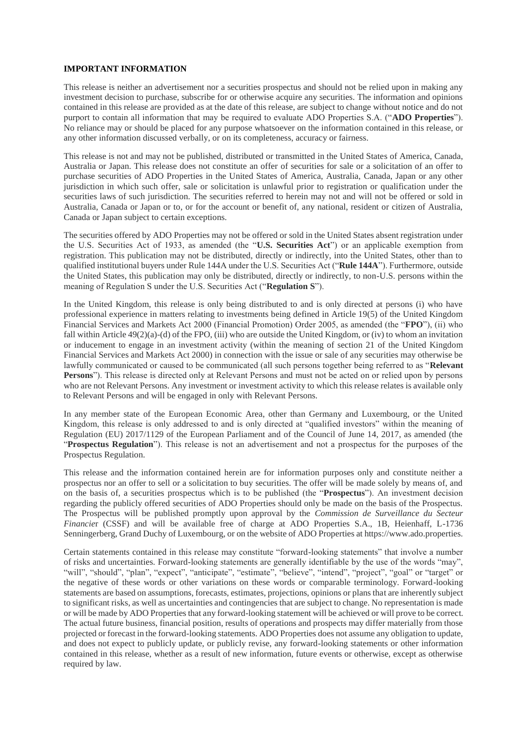**IMPORTANT INFORMATION**

This release is neither an advertisement nor a securities prospectus and should not be relied upon in making any investment decision to purchase, subscribe for or otherwise acquire any securities. The information and opinions contained in this release are provided as at the date of this release, are subject to change without notice and do not purport to contain all information that may be required to evaluate ADO Properties S.A. ("**ADO Properties**"). No reliance may or should be placed for any purpose whatsoever on the information contained in this release, or any other information discussed verbally, or on its completeness, accuracy or fairness.

This release is not and may not be published, distributed or transmitted in the United States of America, Canada, Australia or Japan. This release does not constitute an offer of securities for sale or a solicitation of an offer to purchase securities of ADO Properties in the United States of America, Australia, Canada, Japan or any other jurisdiction in which such offer, sale or solicitation is unlawful prior to registration or qualification under the securities laws of such jurisdiction. The securities referred to herein may not and will not be offered or sold in Australia, Canada or Japan or to, or for the account or benefit of, any national, resident or citizen of Australia, Canada or Japan subject to certain exceptions.

The securities offered by ADO Properties may not be offered or sold in the United States absent registration under the U.S. Securities Act of 1933, as amended (the "**U.S. Securities Act**") or an applicable exemption from registration. This publication may not be distributed, directly or indirectly, into the United States, other than to qualified institutional buyers under Rule 144A under the U.S. Securities Act ("**Rule 144A**"). Furthermore, outside the United States, this publication may only be distributed, directly or indirectly, to non-U.S. persons within the meaning of Regulation S under the U.S. Securities Act ("**Regulation S**").

In the United Kingdom, this release is only being distributed to and is only directed at persons (i) who have professional experience in matters relating to investments being defined in Article 19(5) of the United Kingdom Financial Services and Markets Act 2000 (Financial Promotion) Order 2005, as amended (the "**FPO**"), (ii) who fall within Article 49(2)(a)-(d) of the FPO, (iii) who are outside the United Kingdom, or (iv) to whom an invitation or inducement to engage in an investment activity (within the meaning of section 21 of the United Kingdom Financial Services and Markets Act 2000) in connection with the issue or sale of any securities may otherwise be lawfully communicated or caused to be communicated (all such persons together being referred to as "**Relevant Persons**"). This release is directed only at Relevant Persons and must not be acted on or relied upon by persons who are not Relevant Persons. Any investment or investment activity to which this release relates is available only to Relevant Persons and will be engaged in only with Relevant Persons.

In any member state of the European Economic Area, other than Germany and Luxembourg, or the United Kingdom, this release is only addressed to and is only directed at "qualified investors" within the meaning of Regulation (EU) 2017/1129 of the European Parliament and of the Council of June 14, 2017, as amended (the "**Prospectus Regulation**"). This release is not an advertisement and not a prospectus for the purposes of the Prospectus Regulation.

This release and the information contained herein are for information purposes only and constitute neither a prospectus nor an offer to sell or a solicitation to buy securities. The offer will be made solely by means of, and on the basis of, a securities prospectus which is to be published (the "**Prospectus**"). An investment decision regarding the publicly offered securities of ADO Properties should only be made on the basis of the Prospectus. The Prospectus will be published promptly upon approval by the *Commission de Surveillance du Secteur Financier* (CSSF) and will be available free of charge at ADO Properties S.A., 1B, Heienhaff, L-1736 Senningerberg, Grand Duchy of Luxembourg, or on the website of ADO Properties at https://www.ado.properties.

Certain statements contained in this release may constitute "forward-looking statements" that involve a number of risks and uncertainties. Forward-looking statements are generally identifiable by the use of the words "may", "will", "should", "plan", "expect", "anticipate", "estimate", "believe", "intend", "project", "goal" or "target" or the negative of these words or other variations on these words or comparable terminology. Forward-looking statements are based on assumptions, forecasts, estimates, projections, opinions or plans that are inherently subject to significant risks, as well as uncertainties and contingencies that are subject to change. No representation is made or will be made by ADO Properties that any forward-looking statement will be achieved or will prove to be correct. The actual future business, financial position, results of operations and prospects may differ materially from those projected or forecast in the forward-looking statements. ADO Properties does not assume any obligation to update, and does not expect to publicly update, or publicly revise, any forward-looking statements or other information contained in this release, whether as a result of new information, future events or otherwise, except as otherwise required by law.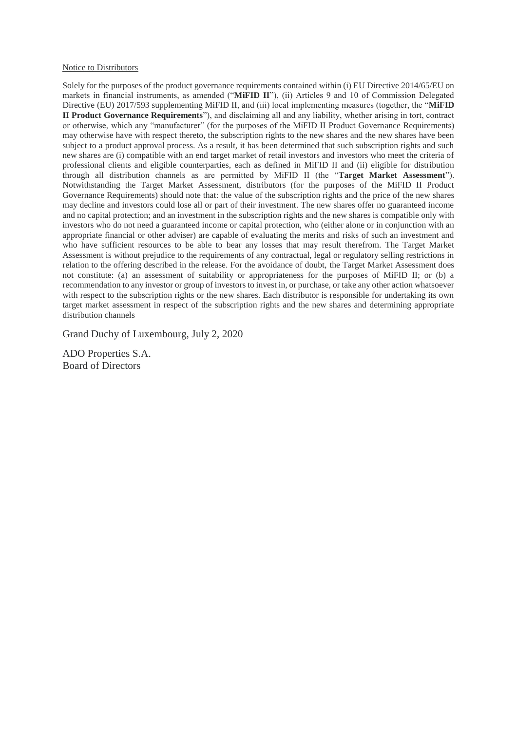Notice to Distributors

Solely for the purposes of the product governance requirements contained within (i) EU Directive 2014/65/EU on markets in financial instruments, as amended ("**MiFID II**"), (ii) Articles 9 and 10 of Commission Delegated Directive (EU) 2017/593 supplementing MiFID II, and (iii) local implementing measures (together, the "**MiFID II Product Governance Requirements**"), and disclaiming all and any liability, whether arising in tort, contract or otherwise, which any "manufacturer" (for the purposes of the MiFID II Product Governance Requirements) may otherwise have with respect thereto, the subscription rights to the new shares and the new shares have been subject to a product approval process. As a result, it has been determined that such subscription rights and such new shares are (i) compatible with an end target market of retail investors and investors who meet the criteria of professional clients and eligible counterparties, each as defined in MiFID II and (ii) eligible for distribution through all distribution channels as are permitted by MiFID II (the "**Target Market Assessment**"). Notwithstanding the Target Market Assessment, distributors (for the purposes of the MiFID II Product Governance Requirements) should note that: the value of the subscription rights and the price of the new shares may decline and investors could lose all or part of their investment. The new shares offer no guaranteed income and no capital protection; and an investment in the subscription rights and the new shares is compatible only with investors who do not need a guaranteed income or capital protection, who (either alone or in conjunction with an appropriate financial or other adviser) are capable of evaluating the merits and risks of such an investment and who have sufficient resources to be able to bear any losses that may result therefrom. The Target Market Assessment is without prejudice to the requirements of any contractual, legal or regulatory selling restrictions in relation to the offering described in the release. For the avoidance of doubt, the Target Market Assessment does not constitute: (a) an assessment of suitability or appropriateness for the purposes of MiFID II; or (b) a recommendation to any investor or group of investors to invest in, or purchase, or take any other action whatsoever with respect to the subscription rights or the new shares. Each distributor is responsible for undertaking its own target market assessment in respect of the subscription rights and the new shares and determining appropriate distribution channels

Grand Duchy of Luxembourg, July 2, 2020

ADO Properties S.A.
Board of Directors